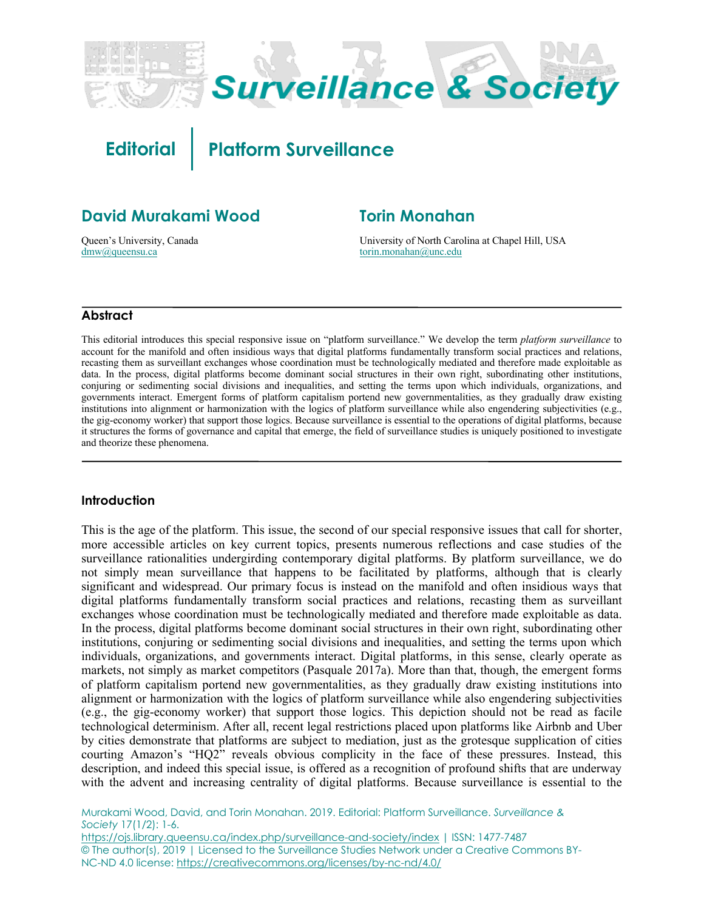# Editorial | Platform Surveillance

## David Murakami Wood

Queen's University, Canada
dmw@queensu.ca

## Torin Monahan

University of North Carolina at Chapel Hill, USA
torin.monahan@unc.edu

### Abstract

This editorial introduces this special responsive issue on "platform surveillance." We develop the term *platform surveillance* to account for the manifold and often insidious ways that digital platforms fundamentally transform social practices and relations, recasting them as surveillant exchanges whose coordination must be technologically mediated and therefore made exploitable as data. In the process, digital platforms become dominant social structures in their own right, subordinating other institutions, conjuring or sedimenting social divisions and inequalities, and setting the terms upon which individuals, organizations, and governments interact. Emergent forms of platform capitalism portend new governmentalities, as they gradually draw existing institutions into alignment or harmonization with the logics of platform surveillance while also engendering subjectivities (e.g., the gig-economy worker) that support those logics. Because surveillance is essential to the operations of digital platforms, because it structures the forms of governance and capital that emerge, the field of surveillance studies is uniquely positioned to investigate and theorize these phenomena.

### Introduction

This is the age of the platform. This issue, the second of our special responsive issues that call for shorter, more accessible articles on key current topics, presents numerous reflections and case studies of the surveillance rationalities undergirding contemporary digital platforms. By platform surveillance, we do not simply mean surveillance that happens to be facilitated by platforms, although that is clearly significant and widespread. Our primary focus is instead on the manifold and often insidious ways that digital platforms fundamentally transform social practices and relations, recasting them as surveillant exchanges whose coordination must be technologically mediated and therefore made exploitable as data. In the process, digital platforms become dominant social structures in their own right, subordinating other institutions, conjuring or sedimenting social divisions and inequalities, and setting the terms upon which individuals, organizations, and governments interact. Digital platforms, in this sense, clearly operate as markets, not simply as market competitors (Pasquale 2017a). More than that, though, the emergent forms of platform capitalism portend new governmentalities, as they gradually draw existing institutions into alignment or harmonization with the logics of platform surveillance while also engendering subjectivities (e.g., the gig-economy worker) that support those logics. This depiction should not be read as facile technological determinism. After all, recent legal restrictions placed upon platforms like Airbnb and Uber by cities demonstrate that platforms are subject to mediation, just as the grotesque supplication of cities courting Amazon's "HQ2" reveals obvious complicity in the face of these pressures. Instead, this description, and indeed this special issue, is offered as a recognition of profound shifts that are underway with the advent and increasing centrality of digital platforms. Because surveillance is essential to the

Murakami Wood, David, and Torin Monahan. 2019. Editorial: Platform Surveillance. *Surveillance & Society* 17(1/2): 1-6.
https://ojs.library.queensu.ca/index.php/surveillance-and-society/index | ISSN: 1477-7487
© The author(s), 2019 | Licensed to the Surveillance Studies Network under a Creative Commons BY-NC-ND 4.0 license: https://creativecommons.org/licenses/by-nc-nd/4.0/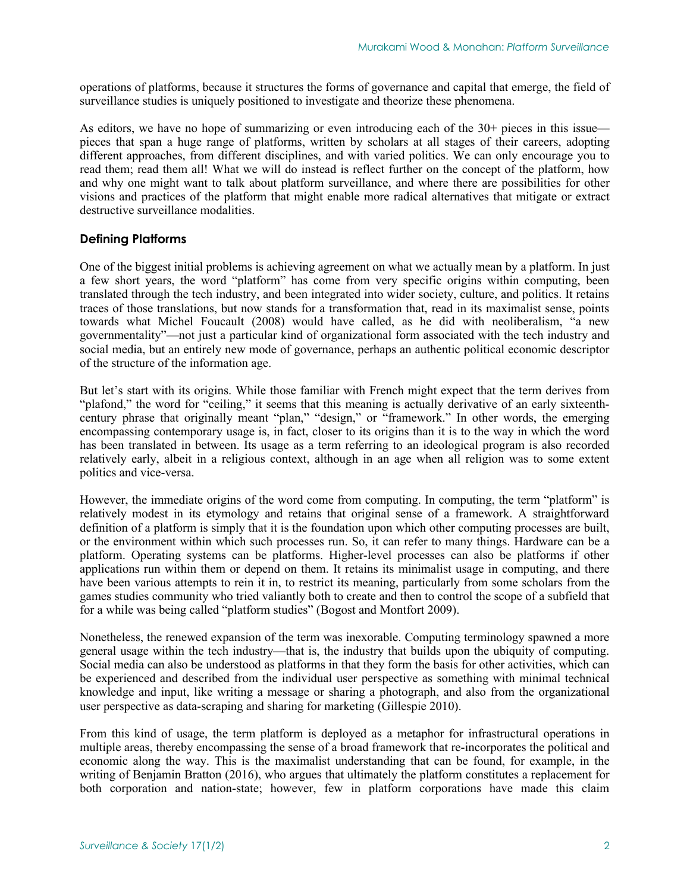operations of platforms, because it structures the forms of governance and capital that emerge, the field of surveillance studies is uniquely positioned to investigate and theorize these phenomena.

As editors, we have no hope of summarizing or even introducing each of the 30+ pieces in this issue—pieces that span a huge range of platforms, written by scholars at all stages of their careers, adopting different approaches, from different disciplines, and with varied politics. We can only encourage you to read them; read them all! What we will do instead is reflect further on the concept of the platform, how and why one might want to talk about platform surveillance, and where there are possibilities for other visions and practices of the platform that might enable more radical alternatives that mitigate or extract destructive surveillance modalities.

## Defining Platforms

One of the biggest initial problems is achieving agreement on what we actually mean by a platform. In just a few short years, the word "platform" has come from very specific origins within computing, been translated through the tech industry, and been integrated into wider society, culture, and politics. It retains traces of those translations, but now stands for a transformation that, read in its maximalist sense, points towards what Michel Foucault (2008) would have called, as he did with neoliberalism, "a new governmentality"—not just a particular kind of organizational form associated with the tech industry and social media, but an entirely new mode of governance, perhaps an authentic political economic descriptor of the structure of the information age.

But let's start with its origins. While those familiar with French might expect that the term derives from "plafond," the word for "ceiling," it seems that this meaning is actually derivative of an early sixteenth-century phrase that originally meant "plan," "design," or "framework." In other words, the emerging encompassing contemporary usage is, in fact, closer to its origins than it is to the way in which the word has been translated in between. Its usage as a term referring to an ideological program is also recorded relatively early, albeit in a religious context, although in an age when all religion was to some extent politics and vice-versa.

However, the immediate origins of the word come from computing. In computing, the term "platform" is relatively modest in its etymology and retains that original sense of a framework. A straightforward definition of a platform is simply that it is the foundation upon which other computing processes are built, or the environment within which such processes run. So, it can refer to many things. Hardware can be a platform. Operating systems can be platforms. Higher-level processes can also be platforms if other applications run within them or depend on them. It retains its minimalist usage in computing, and there have been various attempts to rein it in, to restrict its meaning, particularly from some scholars from the games studies community who tried valiantly both to create and then to control the scope of a subfield that for a while was being called "platform studies" (Bogost and Montfort 2009).

Nonetheless, the renewed expansion of the term was inexorable. Computing terminology spawned a more general usage within the tech industry—that is, the industry that builds upon the ubiquity of computing. Social media can also be understood as platforms in that they form the basis for other activities, which can be experienced and described from the individual user perspective as something with minimal technical knowledge and input, like writing a message or sharing a photograph, and also from the organizational user perspective as data-scraping and sharing for marketing (Gillespie 2010).

From this kind of usage, the term platform is deployed as a metaphor for infrastructural operations in multiple areas, thereby encompassing the sense of a broad framework that re-incorporates the political and economic along the way. This is the maximalist understanding that can be found, for example, in the writing of Benjamin Bratton (2016), who argues that ultimately the platform constitutes a replacement for both corporation and nation-state; however, few in platform corporations have made this claim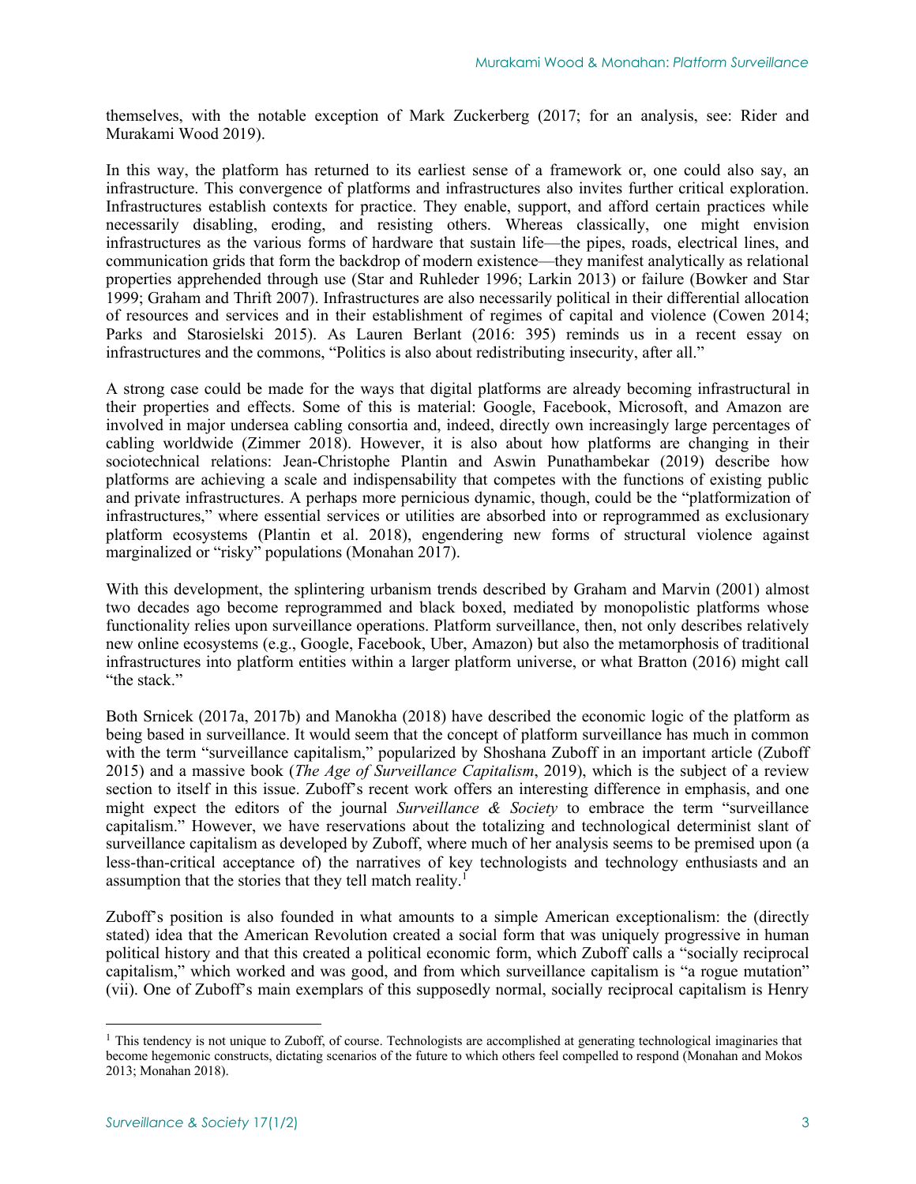themselves, with the notable exception of Mark Zuckerberg (2017; for an analysis, see: Rider and Murakami Wood 2019).

In this way, the platform has returned to its earliest sense of a framework or, one could also say, an infrastructure. This convergence of platforms and infrastructures also invites further critical exploration. Infrastructures establish contexts for practice. They enable, support, and afford certain practices while necessarily disabling, eroding, and resisting others. Whereas classically, one might envision infrastructures as the various forms of hardware that sustain life—the pipes, roads, electrical lines, and communication grids that form the backdrop of modern existence—they manifest analytically as relational properties apprehended through use (Star and Ruhleder 1996; Larkin 2013) or failure (Bowker and Star 1999; Graham and Thrift 2007). Infrastructures are also necessarily political in their differential allocation of resources and services and in their establishment of regimes of capital and violence (Cowen 2014; Parks and Starosielski 2015). As Lauren Berlant (2016: 395) reminds us in a recent essay on infrastructures and the commons, "Politics is also about redistributing insecurity, after all."

A strong case could be made for the ways that digital platforms are already becoming infrastructural in their properties and effects. Some of this is material: Google, Facebook, Microsoft, and Amazon are involved in major undersea cabling consortia and, indeed, directly own increasingly large percentages of cabling worldwide (Zimmer 2018). However, it is also about how platforms are changing in their sociotechnical relations: Jean-Christophe Plantin and Aswin Punathambekar (2019) describe how platforms are achieving a scale and indispensability that competes with the functions of existing public and private infrastructures. A perhaps more pernicious dynamic, though, could be the "platformization of infrastructures," where essential services or utilities are absorbed into or reprogrammed as exclusionary platform ecosystems (Plantin et al. 2018), engendering new forms of structural violence against marginalized or "risky" populations (Monahan 2017).

With this development, the splintering urbanism trends described by Graham and Marvin (2001) almost two decades ago become reprogrammed and black boxed, mediated by monopolistic platforms whose functionality relies upon surveillance operations. Platform surveillance, then, not only describes relatively new online ecosystems (e.g., Google, Facebook, Uber, Amazon) but also the metamorphosis of traditional infrastructures into platform entities within a larger platform universe, or what Bratton (2016) might call "the stack."

Both Srnicek (2017a, 2017b) and Manokha (2018) have described the economic logic of the platform as being based in surveillance. It would seem that the concept of platform surveillance has much in common with the term "surveillance capitalism," popularized by Shoshana Zuboff in an important article (Zuboff 2015) and a massive book (*The Age of Surveillance Capitalism*, 2019), which is the subject of a review section to itself in this issue. Zuboff's recent work offers an interesting difference in emphasis, and one might expect the editors of the journal *Surveillance & Society* to embrace the term "surveillance capitalism." However, we have reservations about the totalizing and technological determinist slant of surveillance capitalism as developed by Zuboff, where much of her analysis seems to be premised upon (a less-than-critical acceptance of) the narratives of key technologists and technology enthusiasts and an assumption that the stories that they tell match reality.[1]

Zuboff's position is also founded in what amounts to a simple American exceptionalism: the (directly stated) idea that the American Revolution created a social form that was uniquely progressive in human political history and that this created a political economic form, which Zuboff calls a "socially reciprocal capitalism," which worked and was good, and from which surveillance capitalism is "a rogue mutation" (vii). One of Zuboff's main exemplars of this supposedly normal, socially reciprocal capitalism is Henry

[1] This tendency is not unique to Zuboff, of course. Technologists are accomplished at generating technological imaginaries that become hegemonic constructs, dictating scenarios of the future to which others feel compelled to respond (Monahan and Mokos 2013; Monahan 2018).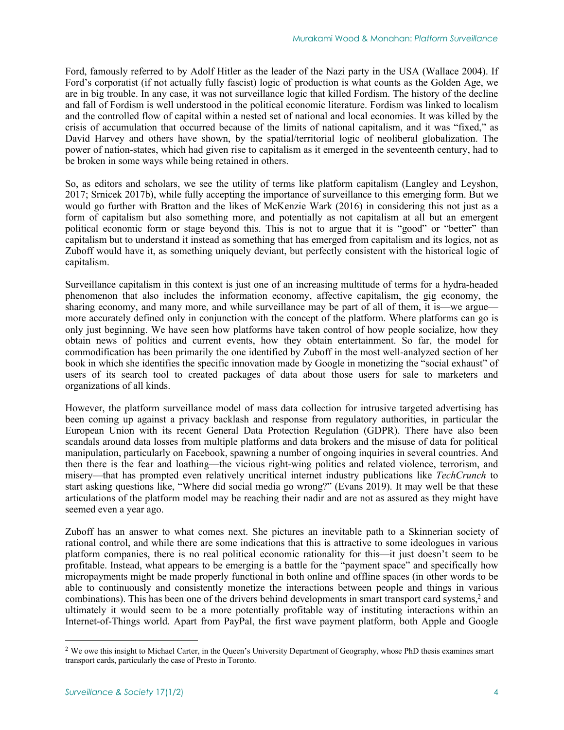Ford, famously referred to by Adolf Hitler as the leader of the Nazi party in the USA (Wallace 2004). If Ford's corporatist (if not actually fully fascist) logic of production is what counts as the Golden Age, we are in big trouble. In any case, it was not surveillance logic that killed Fordism. The history of the decline and fall of Fordism is well understood in the political economic literature. Fordism was linked to localism and the controlled flow of capital within a nested set of national and local economies. It was killed by the crisis of accumulation that occurred because of the limits of national capitalism, and it was "fixed," as David Harvey and others have shown, by the spatial/territorial logic of neoliberal globalization. The power of nation-states, which had given rise to capitalism as it emerged in the seventeenth century, had to be broken in some ways while being retained in others.

So, as editors and scholars, we see the utility of terms like platform capitalism (Langley and Leyshon, 2017; Srnicek 2017b), while fully accepting the importance of surveillance to this emerging form. But we would go further with Bratton and the likes of McKenzie Wark (2016) in considering this not just as a form of capitalism but also something more, and potentially as not capitalism at all but an emergent political economic form or stage beyond this. This is not to argue that it is "good" or "better" than capitalism but to understand it instead as something that has emerged from capitalism and its logics, not as Zuboff would have it, as something uniquely deviant, but perfectly consistent with the historical logic of capitalism.

Surveillance capitalism in this context is just one of an increasing multitude of terms for a hydra-headed phenomenon that also includes the information economy, affective capitalism, the gig economy, the sharing economy, and many more, and while surveillance may be part of all of them, it is—we argue—more accurately defined only in conjunction with the concept of the platform. Where platforms can go is only just beginning. We have seen how platforms have taken control of how people socialize, how they obtain news of politics and current events, how they obtain entertainment. So far, the model for commodification has been primarily the one identified by Zuboff in the most well-analyzed section of her book in which she identifies the specific innovation made by Google in monetizing the "social exhaust" of users of its search tool to created packages of data about those users for sale to marketers and organizations of all kinds.

However, the platform surveillance model of mass data collection for intrusive targeted advertising has been coming up against a privacy backlash and response from regulatory authorities, in particular the European Union with its recent General Data Protection Regulation (GDPR). There have also been scandals around data losses from multiple platforms and data brokers and the misuse of data for political manipulation, particularly on Facebook, spawning a number of ongoing inquiries in several countries. And then there is the fear and loathing—the vicious right-wing politics and related violence, terrorism, and misery—that has prompted even relatively uncritical internet industry publications like *TechCrunch* to start asking questions like, "Where did social media go wrong?" (Evans 2019). It may well be that these articulations of the platform model may be reaching their nadir and are not as assured as they might have seemed even a year ago.

Zuboff has an answer to what comes next. She pictures an inevitable path to a Skinnerian society of rational control, and while there are some indications that this is attractive to some ideologues in various platform companies, there is no real political economic rationality for this—it just doesn't seem to be profitable. Instead, what appears to be emerging is a battle for the "payment space" and specifically how micropayments might be made properly functional in both online and offline spaces (in other words to be able to continuously and consistently monetize the interactions between people and things in various combinations). This has been one of the drivers behind developments in smart transport card systems,[2] and ultimately it would seem to be a more potentially profitable way of instituting interactions within an Internet-of-Things world. Apart from PayPal, the first wave payment platform, both Apple and Google

[2] We owe this insight to Michael Carter, in the Queen's University Department of Geography, whose PhD thesis examines smart transport cards, particularly the case of Presto in Toronto.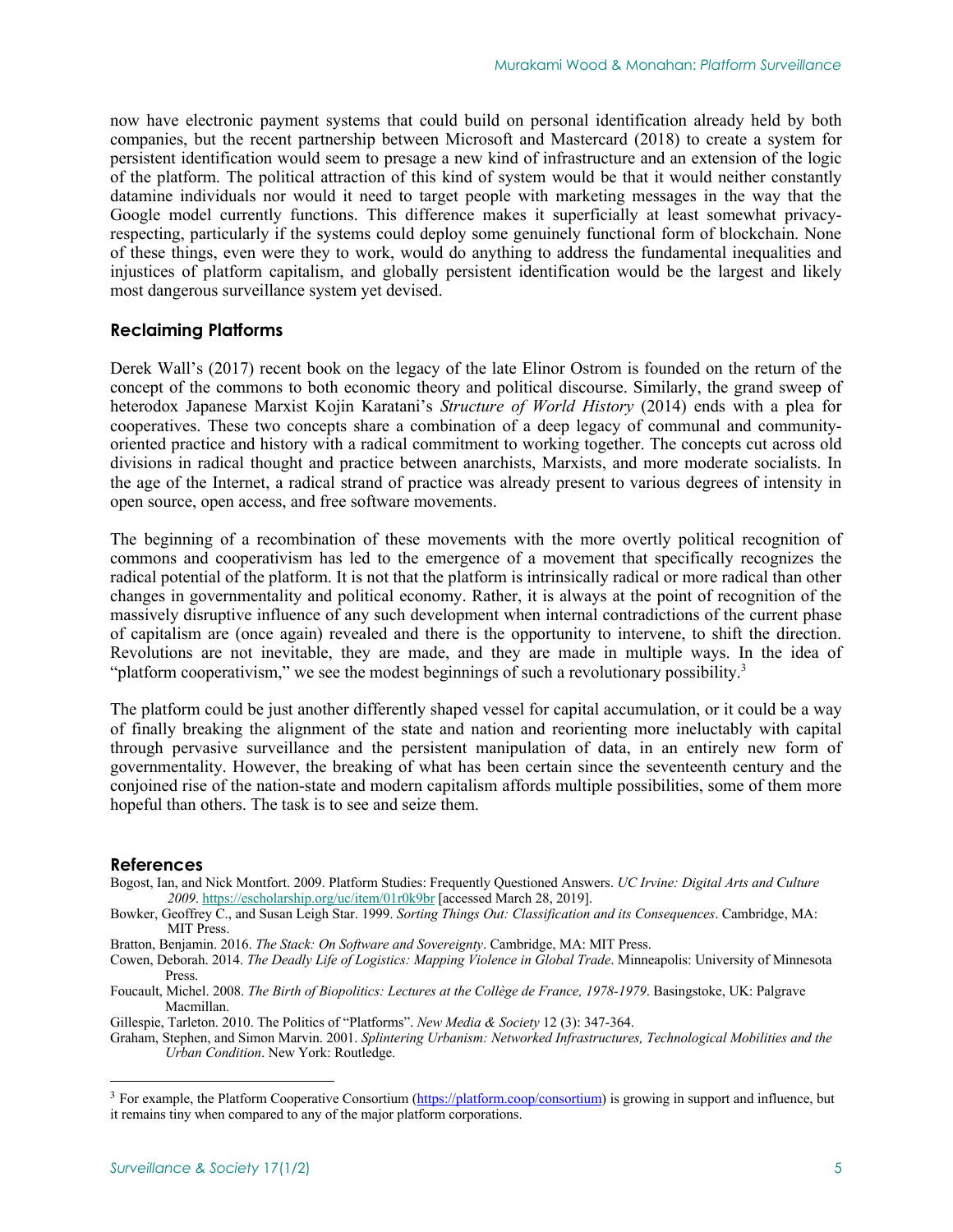now have electronic payment systems that could build on personal identification already held by both companies, but the recent partnership between Microsoft and Mastercard (2018) to create a system for persistent identification would seem to presage a new kind of infrastructure and an extension of the logic of the platform. The political attraction of this kind of system would be that it would neither constantly datamine individuals nor would it need to target people with marketing messages in the way that the Google model currently functions. This difference makes it superficially at least somewhat privacy-respecting, particularly if the systems could deploy some genuinely functional form of blockchain. None of these things, even were they to work, would do anything to address the fundamental inequalities and injustices of platform capitalism, and globally persistent identification would be the largest and likely most dangerous surveillance system yet devised.

## Reclaiming Platforms

Derek Wall's (2017) recent book on the legacy of the late Elinor Ostrom is founded on the return of the concept of the commons to both economic theory and political discourse. Similarly, the grand sweep of heterodox Japanese Marxist Kojin Karatani's *Structure of World History* (2014) ends with a plea for cooperatives. These two concepts share a combination of a deep legacy of communal and community-oriented practice and history with a radical commitment to working together. The concepts cut across old divisions in radical thought and practice between anarchists, Marxists, and more moderate socialists. In the age of the Internet, a radical strand of practice was already present to various degrees of intensity in open source, open access, and free software movements.

The beginning of a recombination of these movements with the more overtly political recognition of commons and cooperativism has led to the emergence of a movement that specifically recognizes the radical potential of the platform. It is not that the platform is intrinsically radical or more radical than other changes in governmentality and political economy. Rather, it is always at the point of recognition of the massively disruptive influence of any such development when internal contradictions of the current phase of capitalism are (once again) revealed and there is the opportunity to intervene, to shift the direction. Revolutions are not inevitable, they are made, and they are made in multiple ways. In the idea of "platform cooperativism," we see the modest beginnings of such a revolutionary possibility.[3]

The platform could be just another differently shaped vessel for capital accumulation, or it could be a way of finally breaking the alignment of the state and nation and reorienting more ineluctably with capital through pervasive surveillance and the persistent manipulation of data, in an entirely new form of governmentality. However, the breaking of what has been certain since the seventeenth century and the conjoined rise of the nation-state and modern capitalism affords multiple possibilities, some of them more hopeful than others. The task is to see and seize them.

## References

Bogost, Ian, and Nick Montfort. 2009. Platform Studies: Frequently Questioned Answers. *UC Irvine: Digital Arts and Culture 2009*. https://escholarship.org/uc/item/01r0k9br [accessed March 28, 2019].

Bowker, Geoffrey C., and Susan Leigh Star. 1999. *Sorting Things Out: Classification and its Consequences*. Cambridge, MA: MIT Press.

Bratton, Benjamin. 2016. *The Stack: On Software and Sovereignty*. Cambridge, MA: MIT Press.

Cowen, Deborah. 2014. *The Deadly Life of Logistics: Mapping Violence in Global Trade*. Minneapolis: University of Minnesota Press.

Foucault, Michel. 2008. *The Birth of Biopolitics: Lectures at the Collège de France, 1978-1979*. Basingstoke, UK: Palgrave Macmillan.

Gillespie, Tarleton. 2010. The Politics of "Platforms". *New Media & Society* 12 (3): 347-364.

Graham, Stephen, and Simon Marvin. 2001. *Splintering Urbanism: Networked Infrastructures, Technological Mobilities and the Urban Condition*. New York: Routledge.

---

[3] For example, the Platform Cooperative Consortium (https://platform.coop/consortium) is growing in support and influence, but it remains tiny when compared to any of the major platform corporations.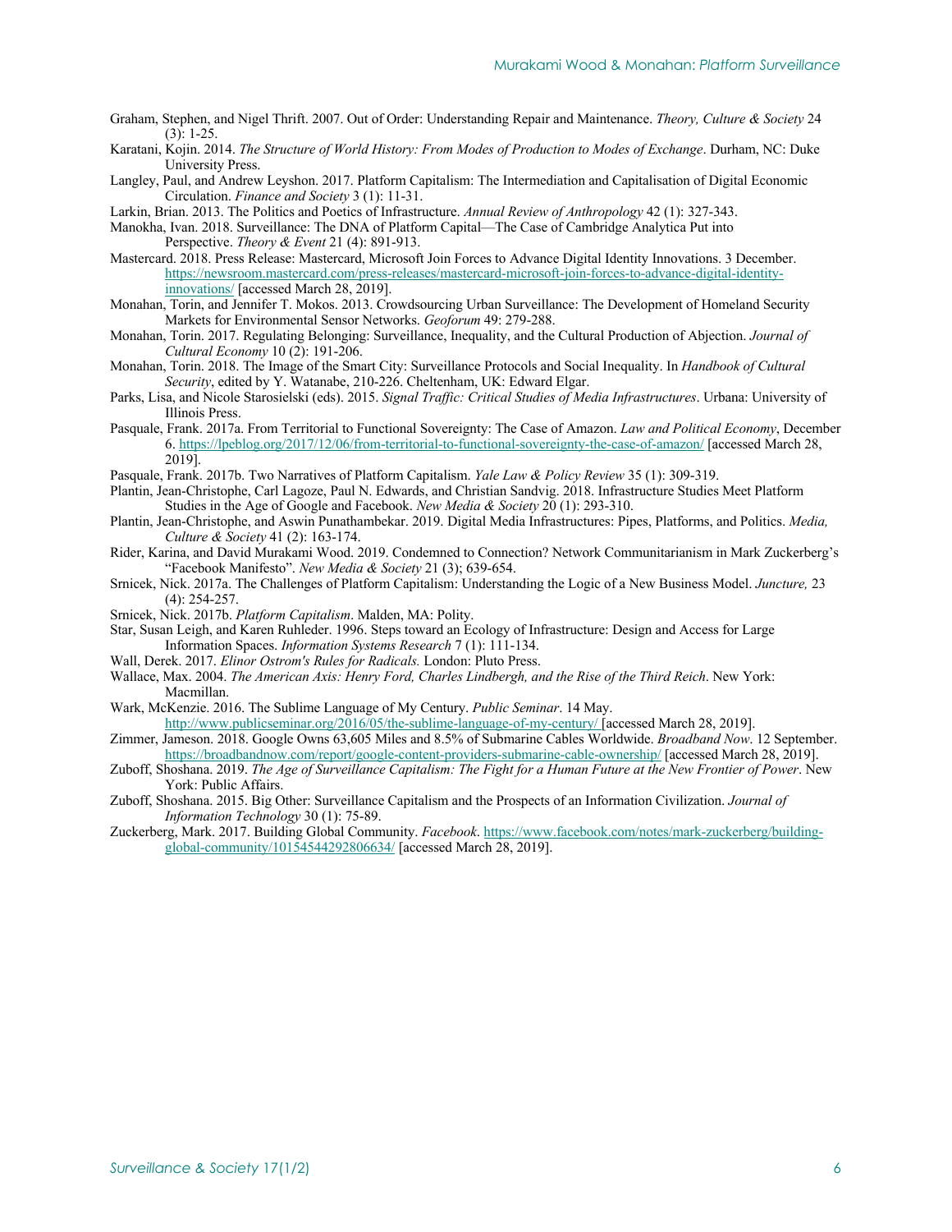Graham, Stephen, and Nigel Thrift. 2007. Out of Order: Understanding Repair and Maintenance. *Theory, Culture & Society* 24 (3): 1-25.

Karatani, Kojin. 2014. *The Structure of World History: From Modes of Production to Modes of Exchange*. Durham, NC: Duke University Press.

Langley, Paul, and Andrew Leyshon. 2017. Platform Capitalism: The Intermediation and Capitalisation of Digital Economic Circulation. *Finance and Society* 3 (1): 11-31.

Larkin, Brian. 2013. The Politics and Poetics of Infrastructure. *Annual Review of Anthropology* 42 (1): 327-343.

Manokha, Ivan. 2018. Surveillance: The DNA of Platform Capital—The Case of Cambridge Analytica Put into Perspective. *Theory & Event* 21 (4): 891-913.

Mastercard. 2018. Press Release: Mastercard, Microsoft Join Forces to Advance Digital Identity Innovations. 3 December. https://newsroom.mastercard.com/press-releases/mastercard-microsoft-join-forces-to-advance-digital-identity-innovations/ [accessed March 28, 2019].

Monahan, Torin, and Jennifer T. Mokos. 2013. Crowdsourcing Urban Surveillance: The Development of Homeland Security Markets for Environmental Sensor Networks. *Geoforum* 49: 279-288.

Monahan, Torin. 2017. Regulating Belonging: Surveillance, Inequality, and the Cultural Production of Abjection. *Journal of Cultural Economy* 10 (2): 191-206.

Monahan, Torin. 2018. The Image of the Smart City: Surveillance Protocols and Social Inequality. In *Handbook of Cultural Security*, edited by Y. Watanabe, 210-226. Cheltenham, UK: Edward Elgar.

Parks, Lisa, and Nicole Starosielski (eds). 2015. *Signal Traffic: Critical Studies of Media Infrastructures*. Urbana: University of Illinois Press.

Pasquale, Frank. 2017a. From Territorial to Functional Sovereignty: The Case of Amazon. *Law and Political Economy*, December 6. https://lpeblog.org/2017/12/06/from-territorial-to-functional-sovereignty-the-case-of-amazon/ [accessed March 28, 2019].

Pasquale, Frank. 2017b. Two Narratives of Platform Capitalism. *Yale Law & Policy Review* 35 (1): 309-319.

Plantin, Jean-Christophe, Carl Lagoze, Paul N. Edwards, and Christian Sandvig. 2018. Infrastructure Studies Meet Platform Studies in the Age of Google and Facebook. *New Media & Society* 20 (1): 293-310.

Plantin, Jean-Christophe, and Aswin Punathambekar. 2019. Digital Media Infrastructures: Pipes, Platforms, and Politics. *Media, Culture & Society* 41 (2): 163-174.

Rider, Karina, and David Murakami Wood. 2019. Condemned to Connection? Network Communitarianism in Mark Zuckerberg's "Facebook Manifesto". *New Media & Society* 21 (3); 639-654.

Srnicek, Nick. 2017a. The Challenges of Platform Capitalism: Understanding the Logic of a New Business Model. *Juncture,* 23 (4): 254-257.

Srnicek, Nick. 2017b. *Platform Capitalism*. Malden, MA: Polity.

Star, Susan Leigh, and Karen Ruhleder. 1996. Steps toward an Ecology of Infrastructure: Design and Access for Large Information Spaces. *Information Systems Research* 7 (1): 111-134.

Wall, Derek. 2017. *Elinor Ostrom's Rules for Radicals.* London: Pluto Press.

Wallace, Max. 2004. *The American Axis: Henry Ford, Charles Lindbergh, and the Rise of the Third Reich*. New York: Macmillan.

Wark, McKenzie. 2016. The Sublime Language of My Century. *Public Seminar*. 14 May. http://www.publicseminar.org/2016/05/the-sublime-language-of-my-century/ [accessed March 28, 2019].

Zimmer, Jameson. 2018. Google Owns 63,605 Miles and 8.5% of Submarine Cables Worldwide. *Broadband Now*. 12 September. https://broadbandnow.com/report/google-content-providers-submarine-cable-ownership/ [accessed March 28, 2019].

Zuboff, Shoshana. 2019. *The Age of Surveillance Capitalism: The Fight for a Human Future at the New Frontier of Power*. New York: Public Affairs.

Zuboff, Shoshana. 2015. Big Other: Surveillance Capitalism and the Prospects of an Information Civilization. *Journal of Information Technology* 30 (1): 75-89.

Zuckerberg, Mark. 2017. Building Global Community. *Facebook*. https://www.facebook.com/notes/mark-zuckerberg/building-global-community/10154544292806634/ [accessed March 28, 2019].